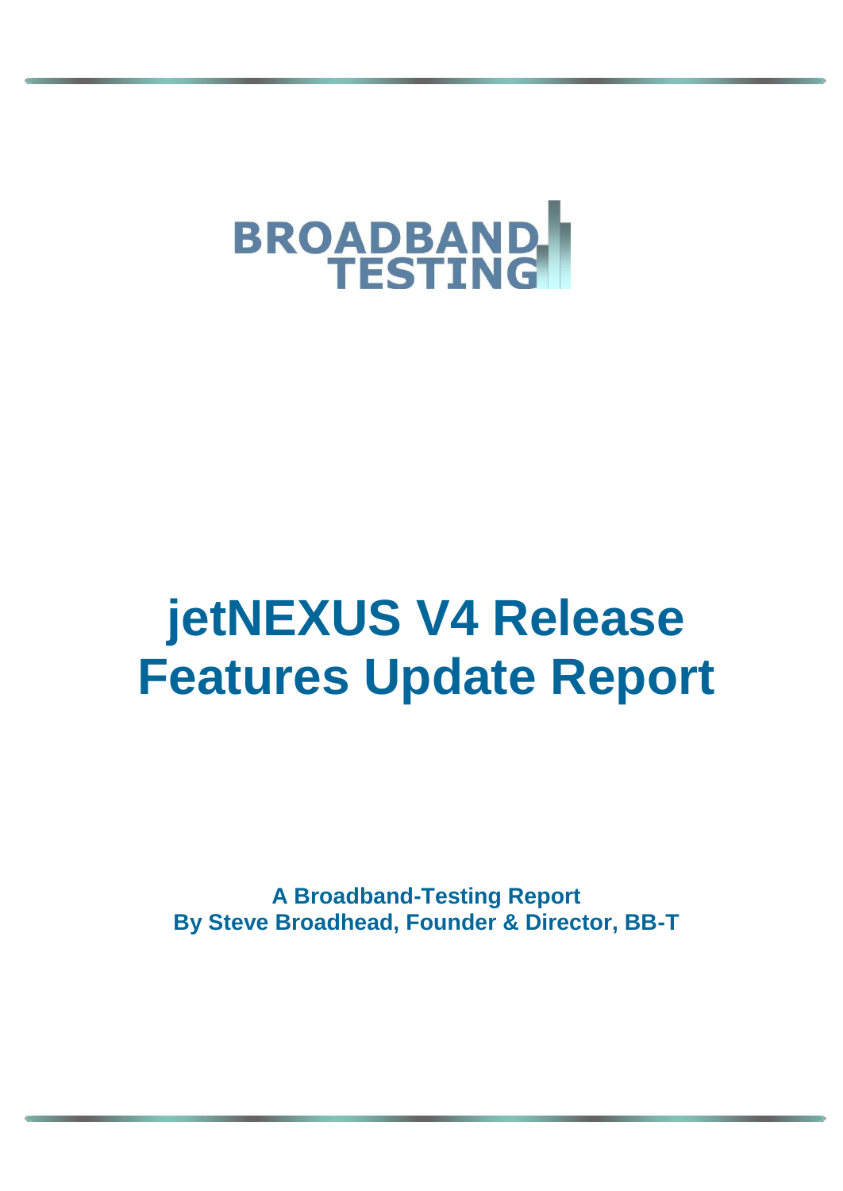BROADBAND TESTING

# jetNEXUS V4 Release Features Update Report

**A Broadband-Testing Report**
**By Steve Broadhead, Founder & Director, BB-T**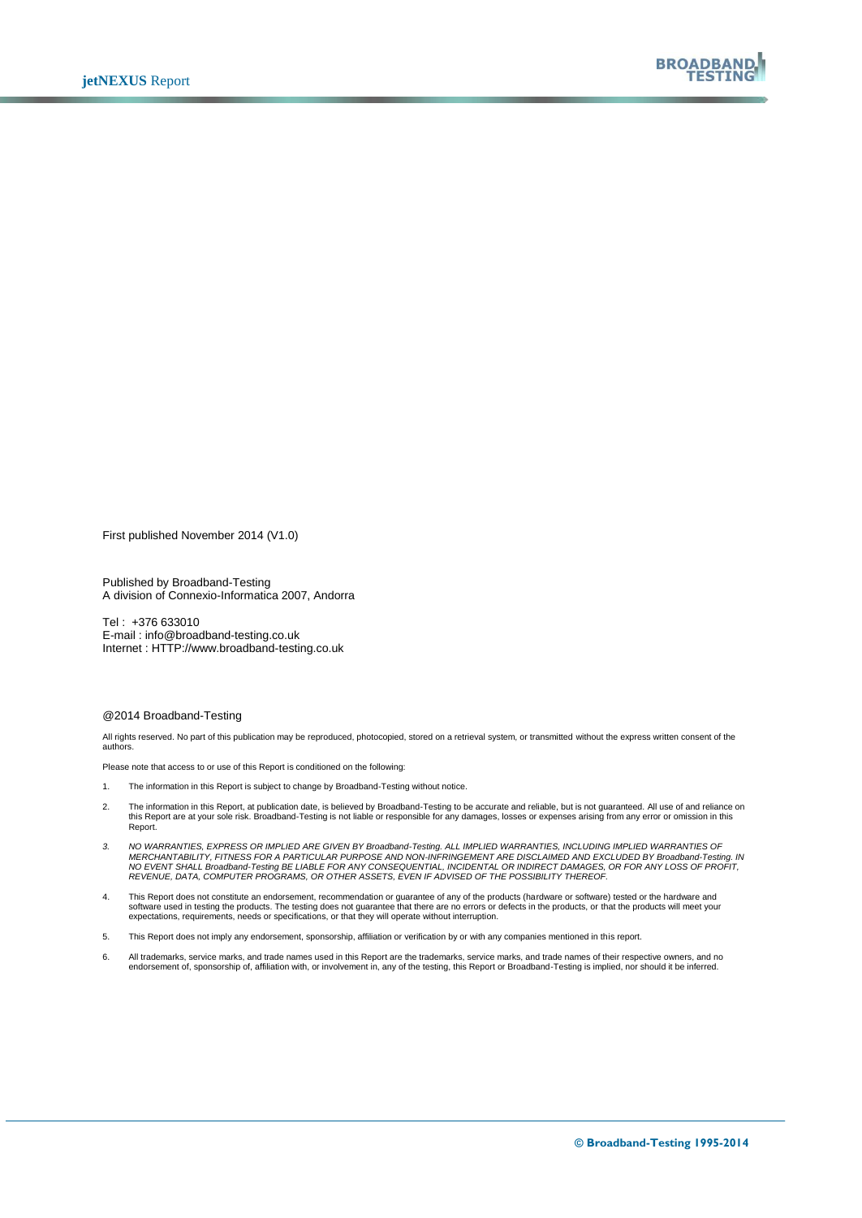First published November 2014 (V1.0)

Published by Broadband-Testing
A division of Connexio-Informatica 2007, Andorra

Tel : +376 633010
E-mail : info@broadband-testing.co.uk
Internet : HTTP://www.broadband-testing.co.uk

@2014 Broadband-Testing

All rights reserved. No part of this publication may be reproduced, photocopied, stored on a retrieval system, or transmitted without the express written consent of the authors.

Please note that access to or use of this Report is conditioned on the following:

1. The information in this Report is subject to change by Broadband-Testing without notice.
2. The information in this Report, at publication date, is believed by Broadband-Testing to be accurate and reliable, but is not guaranteed. All use of and reliance on this Report are at your sole risk. Broadband-Testing is not liable or responsible for any damages, losses or expenses arising from any error or omission in this Report.
3. *NO WARRANTIES, EXPRESS OR IMPLIED ARE GIVEN BY Broadband-Testing. ALL IMPLIED WARRANTIES, INCLUDING IMPLIED WARRANTIES OF MERCHANTABILITY, FITNESS FOR A PARTICULAR PURPOSE AND NON-INFRINGEMENT ARE DISCLAIMED AND EXCLUDED BY Broadband-Testing. IN NO EVENT SHALL Broadband-Testing BE LIABLE FOR ANY CONSEQUENTIAL, INCIDENTAL OR INDIRECT DAMAGES, OR FOR ANY LOSS OF PROFIT, REVENUE, DATA, COMPUTER PROGRAMS, OR OTHER ASSETS, EVEN IF ADVISED OF THE POSSIBILITY THEREOF.*
4. This Report does not constitute an endorsement, recommendation or guarantee of any of the products (hardware or software) tested or the hardware and software used in testing the products. The testing does not guarantee that there are no errors or defects in the products, or that the products will meet your expectations, requirements, needs or specifications, or that they will operate without interruption.
5. This Report does not imply any endorsement, sponsorship, affiliation or verification by or with any companies mentioned in this report.
6. All trademarks, service marks, and trade names used in this Report are the trademarks, service marks, and trade names of their respective owners, and no endorsement of, sponsorship of, affiliation with, or involvement in, any of the testing, this Report or Broadband-Testing is implied, nor should it be inferred.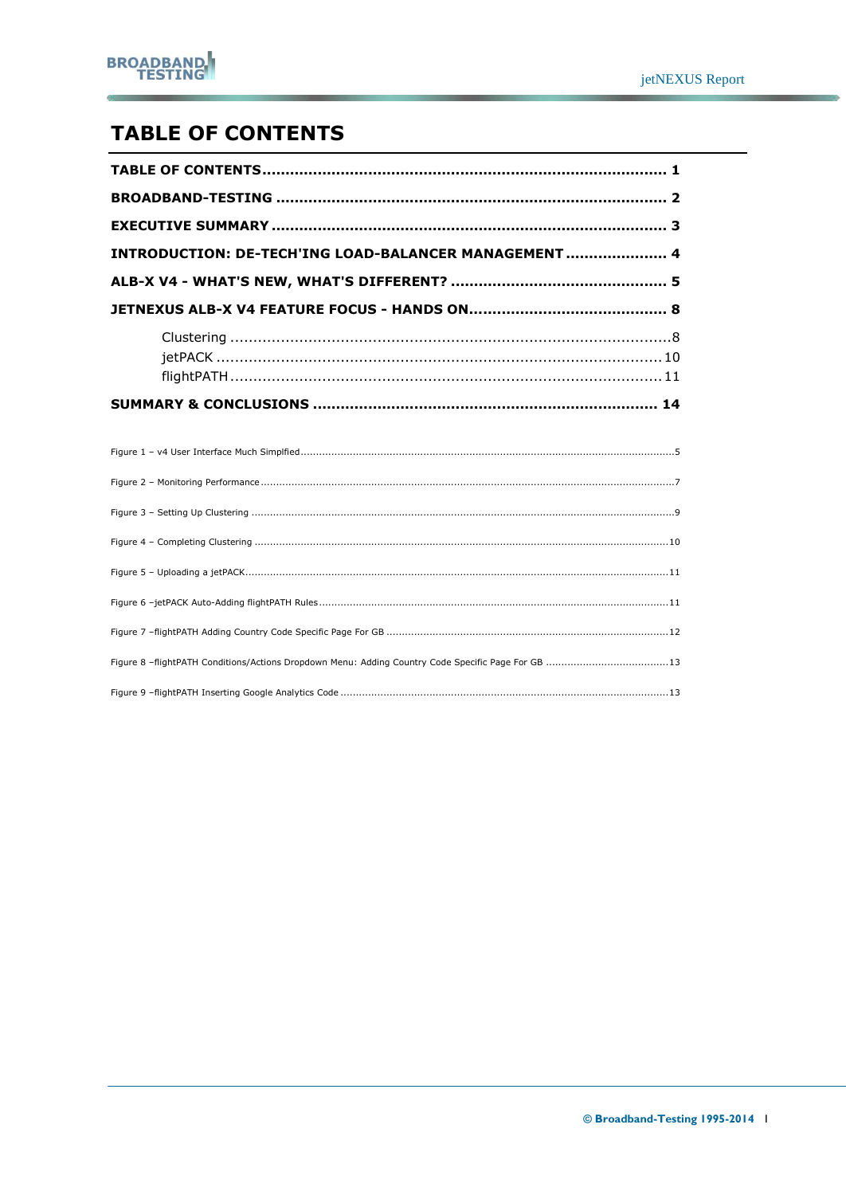# TABLE OF CONTENTS

**TABLE OF CONTENTS** ....................................................................................... **1**

**BROADBAND-TESTING** ..................................................................................... **2**

**EXECUTIVE SUMMARY** ..................................................................................... **3**

**INTRODUCTION: DE-TECH'ING LOAD-BALANCER MANAGEMENT** ..................... **4**

**ALB-X V4 - WHAT'S NEW, WHAT'S DIFFERENT?** ............................................... **5**

**JETNEXUS ALB-X V4 FEATURE FOCUS - HANDS ON** .......................................... **8**

- Clustering ................................................................................................. 8
- jetPACK ................................................................................................... 10
- flightPATH ................................................................................................ 11

**SUMMARY & CONCLUSIONS** .......................................................................... **14**

Figure 1 – v4 User Interface Much Simplfied ........................................................................................................................5

Figure 2 – Monitoring Performance .....................................................................................................................................7

Figure 3 – Setting Up Clustering .........................................................................................................................................9

Figure 4 – Completing Clustering .......................................................................................................................................10

Figure 5 – Uploading a jetPACK..........................................................................................................................................11

Figure 6 –jetPACK Auto-Adding flightPATH Rules...............................................................................................................11

Figure 7 –flightPATH Adding Country Code Specific Page For GB ..........................................................................................12

Figure 8 –flightPATH Conditions/Actions Dropdown Menu: Adding Country Code Specific Page For GB ........................................13

Figure 9 –flightPATH Inserting Google Analytics Code ..........................................................................................................13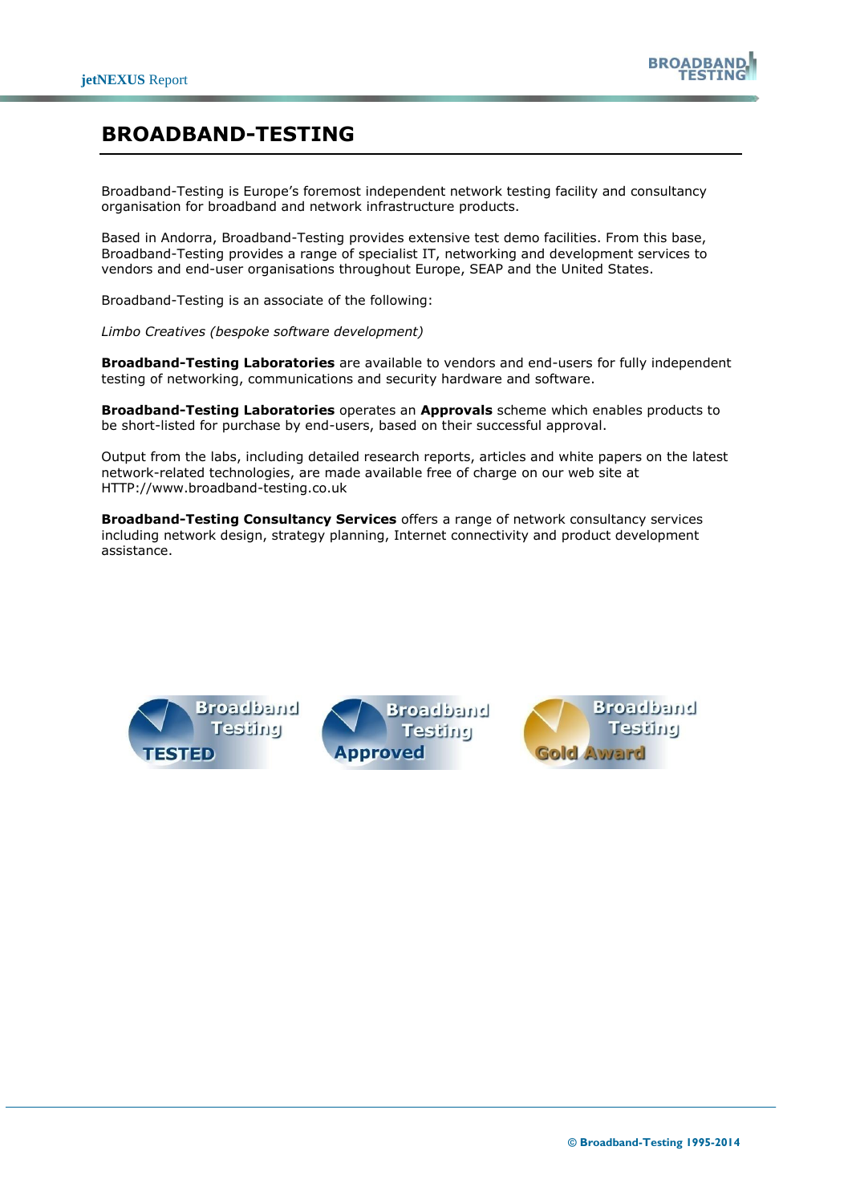# BROADBAND-TESTING

Broadband-Testing is Europe's foremost independent network testing facility and consultancy organisation for broadband and network infrastructure products.

Based in Andorra, Broadband-Testing provides extensive test demo facilities. From this base, Broadband-Testing provides a range of specialist IT, networking and development services to vendors and end-user organisations throughout Europe, SEAP and the United States.

Broadband-Testing is an associate of the following:

*Limbo Creatives (bespoke software development)*

**Broadband-Testing Laboratories** are available to vendors and end-users for fully independent testing of networking, communications and security hardware and software.

**Broadband-Testing Laboratories** operates an **Approvals** scheme which enables products to be short-listed for purchase by end-users, based on their successful approval.

Output from the labs, including detailed research reports, articles and white papers on the latest network-related technologies, are made available free of charge on our web site at HTTP://www.broadband-testing.co.uk

**Broadband-Testing Consultancy Services** offers a range of network consultancy services including network design, strategy planning, Internet connectivity and product development assistance.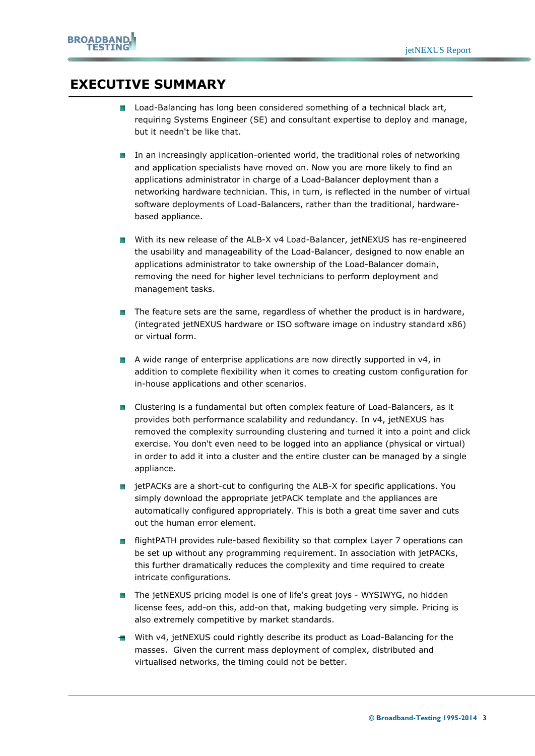# EXECUTIVE SUMMARY

- Load-Balancing has long been considered something of a technical black art, requiring Systems Engineer (SE) and consultant expertise to deploy and manage, but it needn't be like that.

- In an increasingly application-oriented world, the traditional roles of networking and application specialists have moved on. Now you are more likely to find an applications administrator in charge of a Load-Balancer deployment than a networking hardware technician. This, in turn, is reflected in the number of virtual software deployments of Load-Balancers, rather than the traditional, hardware-based appliance.

- With its new release of the ALB-X v4 Load-Balancer, jetNEXUS has re-engineered the usability and manageability of the Load-Balancer, designed to now enable an applications administrator to take ownership of the Load-Balancer domain, removing the need for higher level technicians to perform deployment and management tasks.

- The feature sets are the same, regardless of whether the product is in hardware, (integrated jetNEXUS hardware or ISO software image on industry standard x86) or virtual form.

- A wide range of enterprise applications are now directly supported in v4, in addition to complete flexibility when it comes to creating custom configuration for in-house applications and other scenarios.

- Clustering is a fundamental but often complex feature of Load-Balancers, as it provides both performance scalability and redundancy. In v4, jetNEXUS has removed the complexity surrounding clustering and turned it into a point and click exercise. You don't even need to be logged into an appliance (physical or virtual) in order to add it into a cluster and the entire cluster can be managed by a single appliance.

- jetPACKs are a short-cut to configuring the ALB-X for specific applications. You simply download the appropriate jetPACK template and the appliances are automatically configured appropriately. This is both a great time saver and cuts out the human error element.

- flightPATH provides rule-based flexibility so that complex Layer 7 operations can be set up without any programming requirement. In association with jetPACKs, this further dramatically reduces the complexity and time required to create intricate configurations.

- The jetNEXUS pricing model is one of life's great joys - WYSIWYG, no hidden license fees, add-on this, add-on that, making budgeting very simple. Pricing is also extremely competitive by market standards.

- With v4, jetNEXUS could rightly describe its product as Load-Balancing for the masses. Given the current mass deployment of complex, distributed and virtualised networks, the timing could not be better.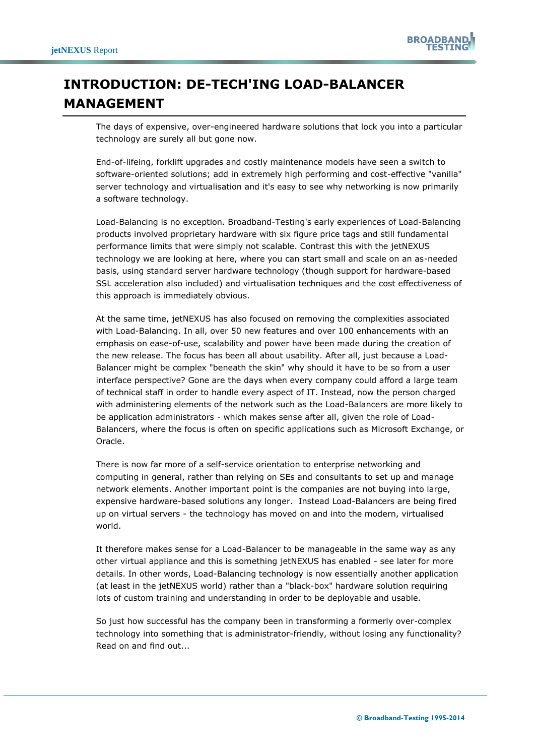# INTRODUCTION: DE-TECH'ING LOAD-BALANCER MANAGEMENT

The days of expensive, over-engineered hardware solutions that lock you into a particular technology are surely all but gone now.

End-of-lifeing, forklift upgrades and costly maintenance models have seen a switch to software-oriented solutions; add in extremely high performing and cost-effective "vanilla" server technology and virtualisation and it's easy to see why networking is now primarily a software technology.

Load-Balancing is no exception. Broadband-Testing's early experiences of Load-Balancing products involved proprietary hardware with six figure price tags and still fundamental performance limits that were simply not scalable. Contrast this with the jetNEXUS technology we are looking at here, where you can start small and scale on an as-needed basis, using standard server hardware technology (though support for hardware-based SSL acceleration also included) and virtualisation techniques and the cost effectiveness of this approach is immediately obvious.

At the same time, jetNEXUS has also focused on removing the complexities associated with Load-Balancing. In all, over 50 new features and over 100 enhancements with an emphasis on ease-of-use, scalability and power have been made during the creation of the new release. The focus has been all about usability. After all, just because a Load-Balancer might be complex "beneath the skin" why should it have to be so from a user interface perspective? Gone are the days when every company could afford a large team of technical staff in order to handle every aspect of IT. Instead, now the person charged with administering elements of the network such as the Load-Balancers are more likely to be application administrators - which makes sense after all, given the role of Load-Balancers, where the focus is often on specific applications such as Microsoft Exchange, or Oracle.

There is now far more of a self-service orientation to enterprise networking and computing in general, rather than relying on SEs and consultants to set up and manage network elements. Another important point is the companies are not buying into large, expensive hardware-based solutions any longer. Instead Load-Balancers are being fired up on virtual servers - the technology has moved on and into the modern, virtualised world.

It therefore makes sense for a Load-Balancer to be manageable in the same way as any other virtual appliance and this is something jetNEXUS has enabled - see later for more details. In other words, Load-Balancing technology is now essentially another application (at least in the jetNEXUS world) rather than a "black-box" hardware solution requiring lots of custom training and understanding in order to be deployable and usable.

So just how successful has the company been in transforming a formerly over-complex technology into something that is administrator-friendly, without losing any functionality? Read on and find out...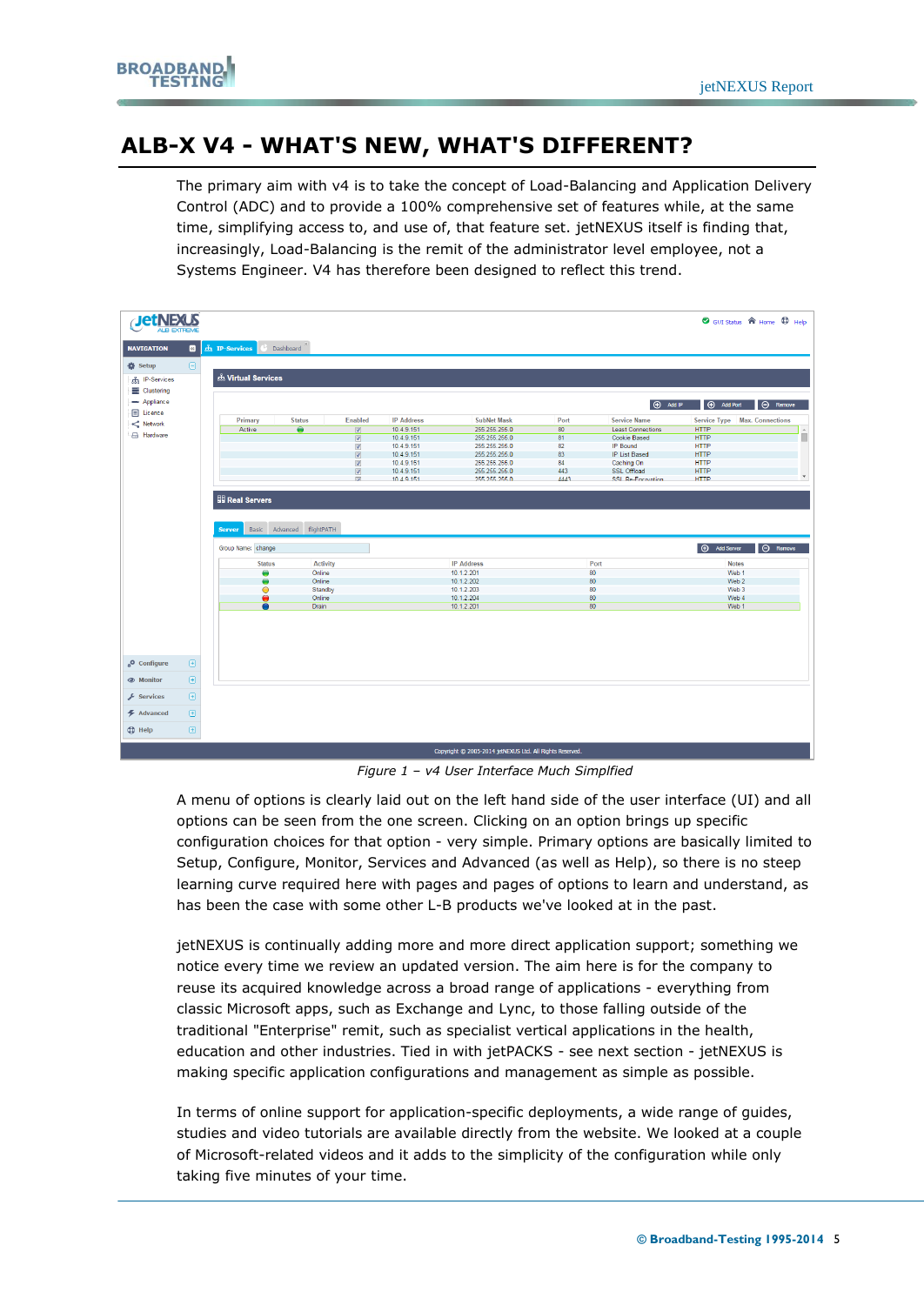# ALB-X V4 - WHAT'S NEW, WHAT'S DIFFERENT?

The primary aim with v4 is to take the concept of Load-Balancing and Application Delivery Control (ADC) and to provide a 100% comprehensive set of features while, at the same time, simplifying access to, and use of, that feature set. jetNEXUS itself is finding that, increasingly, Load-Balancing is the remit of the administrator level employee, not a Systems Engineer. V4 has therefore been designed to reflect this trend.

*Figure 1 – v4 User Interface Much Simplfied*

A menu of options is clearly laid out on the left hand side of the user interface (UI) and all options can be seen from the one screen. Clicking on an option brings up specific configuration choices for that option - very simple. Primary options are basically limited to Setup, Configure, Monitor, Services and Advanced (as well as Help), so there is no steep learning curve required here with pages and pages of options to learn and understand, as has been the case with some other L-B products we've looked at in the past.

jetNEXUS is continually adding more and more direct application support; something we notice every time we review an updated version. The aim here is for the company to reuse its acquired knowledge across a broad range of applications - everything from classic Microsoft apps, such as Exchange and Lync, to those falling outside of the traditional "Enterprise" remit, such as specialist vertical applications in the health, education and other industries. Tied in with jetPACKS - see next section - jetNEXUS is making specific application configurations and management as simple as possible.

In terms of online support for application-specific deployments, a wide range of guides, studies and video tutorials are available directly from the website. We looked at a couple of Microsoft-related videos and it adds to the simplicity of the configuration while only taking five minutes of your time.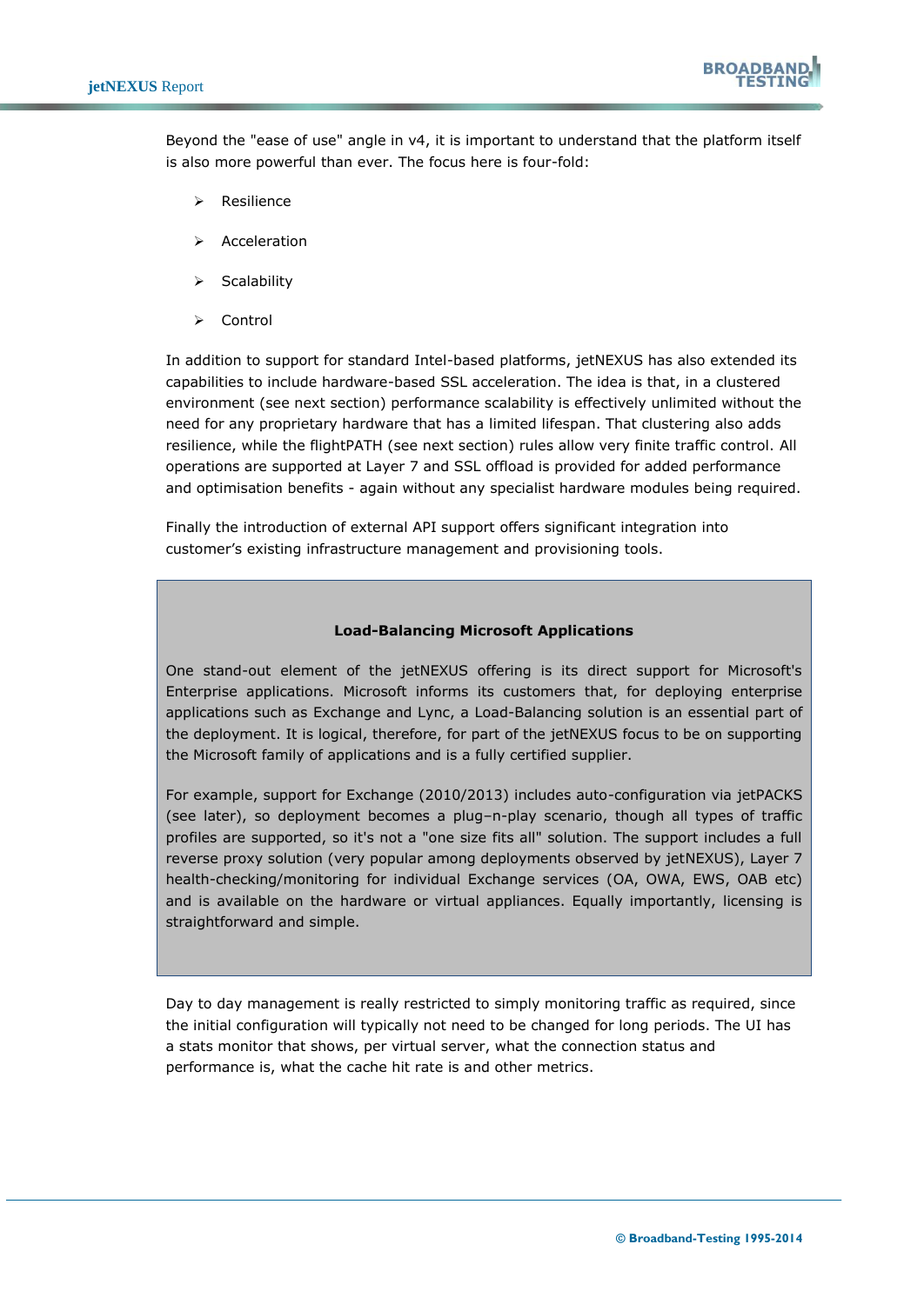Beyond the "ease of use" angle in v4, it is important to understand that the platform itself is also more powerful than ever. The focus here is four-fold:

- Resilience
- Acceleration
- Scalability
- Control

In addition to support for standard Intel-based platforms, jetNEXUS has also extended its capabilities to include hardware-based SSL acceleration. The idea is that, in a clustered environment (see next section) performance scalability is effectively unlimited without the need for any proprietary hardware that has a limited lifespan. That clustering also adds resilience, while the flightPATH (see next section) rules allow very finite traffic control. All operations are supported at Layer 7 and SSL offload is provided for added performance and optimisation benefits - again without any specialist hardware modules being required.

Finally the introduction of external API support offers significant integration into customer's existing infrastructure management and provisioning tools.

**Load-Balancing Microsoft Applications**

One stand-out element of the jetNEXUS offering is its direct support for Microsoft's Enterprise applications. Microsoft informs its customers that, for deploying enterprise applications such as Exchange and Lync, a Load-Balancing solution is an essential part of the deployment. It is logical, therefore, for part of the jetNEXUS focus to be on supporting the Microsoft family of applications and is a fully certified supplier.

For example, support for Exchange (2010/2013) includes auto-configuration via jetPACKS (see later), so deployment becomes a plug–n-play scenario, though all types of traffic profiles are supported, so it's not a "one size fits all" solution. The support includes a full reverse proxy solution (very popular among deployments observed by jetNEXUS), Layer 7 health-checking/monitoring for individual Exchange services (OA, OWA, EWS, OAB etc) and is available on the hardware or virtual appliances. Equally importantly, licensing is straightforward and simple.

Day to day management is really restricted to simply monitoring traffic as required, since the initial configuration will typically not need to be changed for long periods. The UI has a stats monitor that shows, per virtual server, what the connection status and performance is, what the cache hit rate is and other metrics.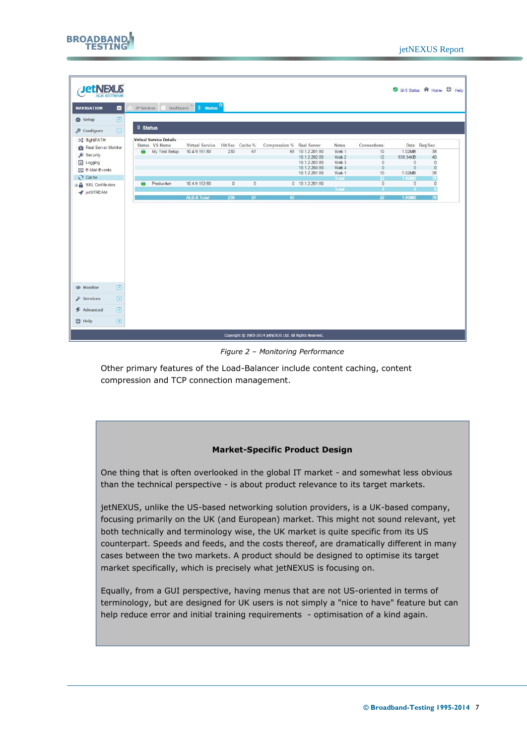*Figure 2 – Monitoring Performance*

Other primary features of the Load-Balancer include content caching, content compression and TCP connection management.

**Market-Specific Product Design**

One thing that is often overlooked in the global IT market - and somewhat less obvious than the technical perspective - is about product relevance to its target markets.

jetNEXUS, unlike the US-based networking solution providers, is a UK-based company, focusing primarily on the UK (and European) market. This might not sound relevant, yet both technically and terminology wise, the UK market is quite specific from its US counterpart. Speeds and feeds, and the costs thereof, are dramatically different in many cases between the two markets. A product should be designed to optimise its target market specifically, which is precisely what jetNEXUS is focusing on.

Equally, from a GUI perspective, having menus that are not US-oriented in terms of terminology, but are designed for UK users is not simply a "nice to have" feature but can help reduce error and initial training requirements - optimisation of a kind again.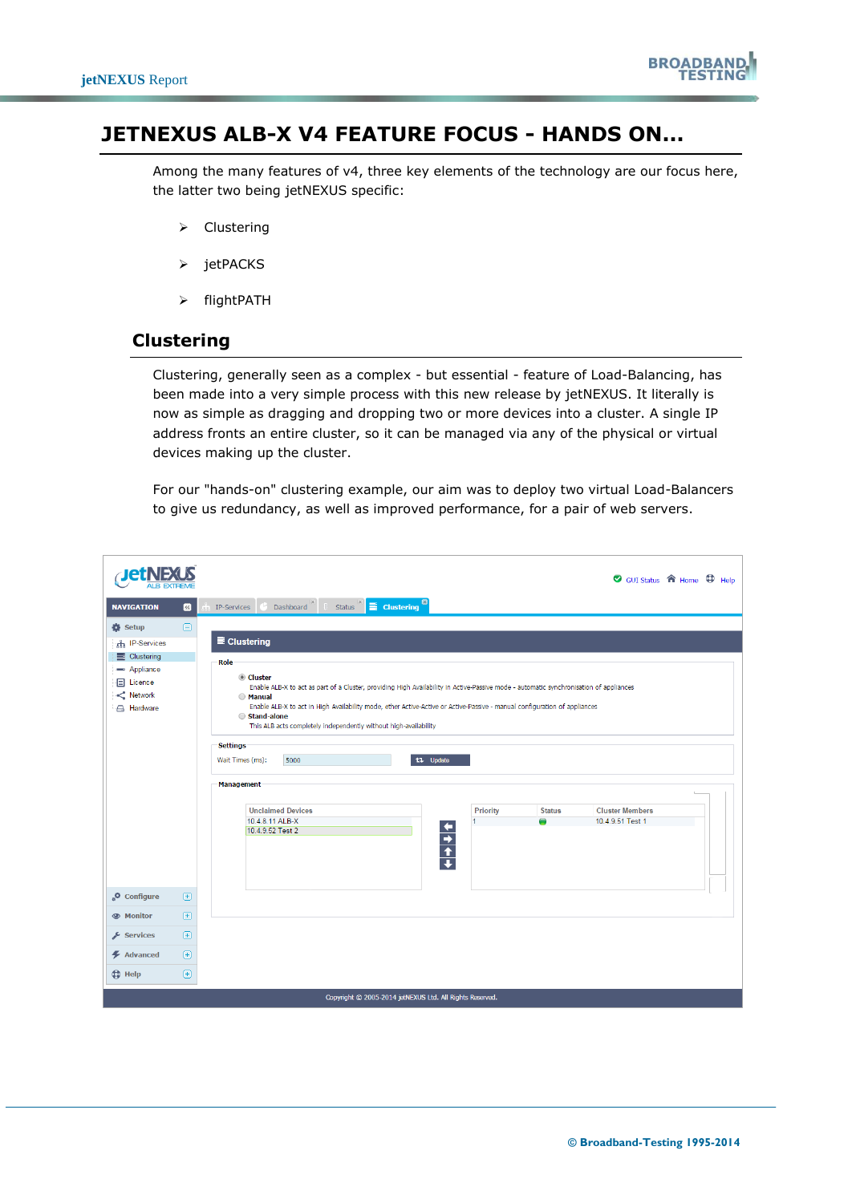# JETNEXUS ALB-X V4 FEATURE FOCUS - HANDS ON…

Among the many features of v4, three key elements of the technology are our focus here, the latter two being jetNEXUS specific:

- Clustering
- jetPACKS
- flightPATH

## Clustering

Clustering, generally seen as a complex - but essential - feature of Load-Balancing, has been made into a very simple process with this new release by jetNEXUS. It literally is now as simple as dragging and dropping two or more devices into a cluster. A single IP address fronts an entire cluster, so it can be managed via any of the physical or virtual devices making up the cluster.

For our "hands-on" clustering example, our aim was to deploy two virtual Load-Balancers to give us redundancy, as well as improved performance, for a pair of web servers.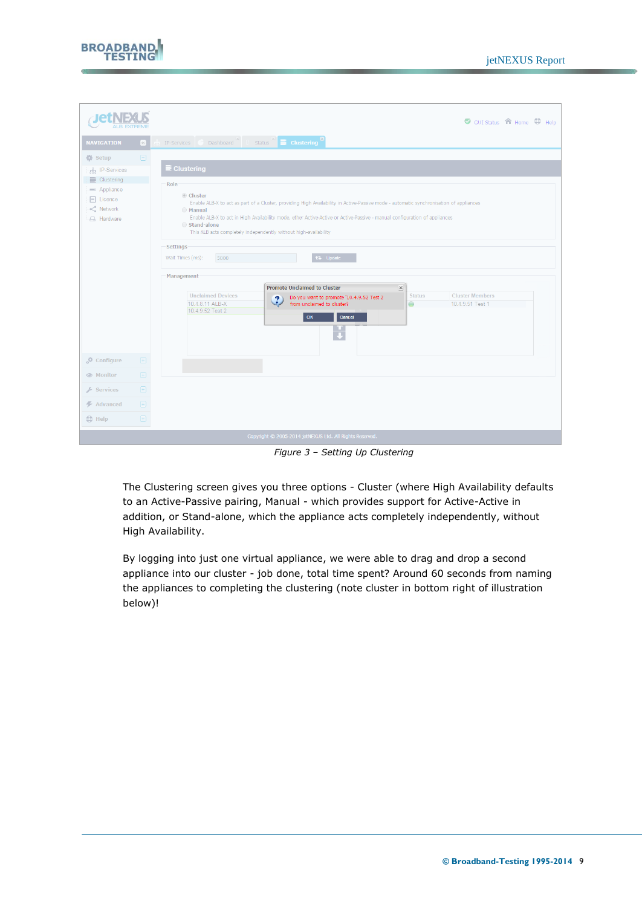*Figure 3 – Setting Up Clustering*

The Clustering screen gives you three options - Cluster (where High Availability defaults to an Active-Passive pairing, Manual - which provides support for Active-Active in addition, or Stand-alone, which the appliance acts completely independently, without High Availability.

By logging into just one virtual appliance, we were able to drag and drop a second appliance into our cluster - job done, total time spent? Around 60 seconds from naming the appliances to completing the clustering (note cluster in bottom right of illustration below)!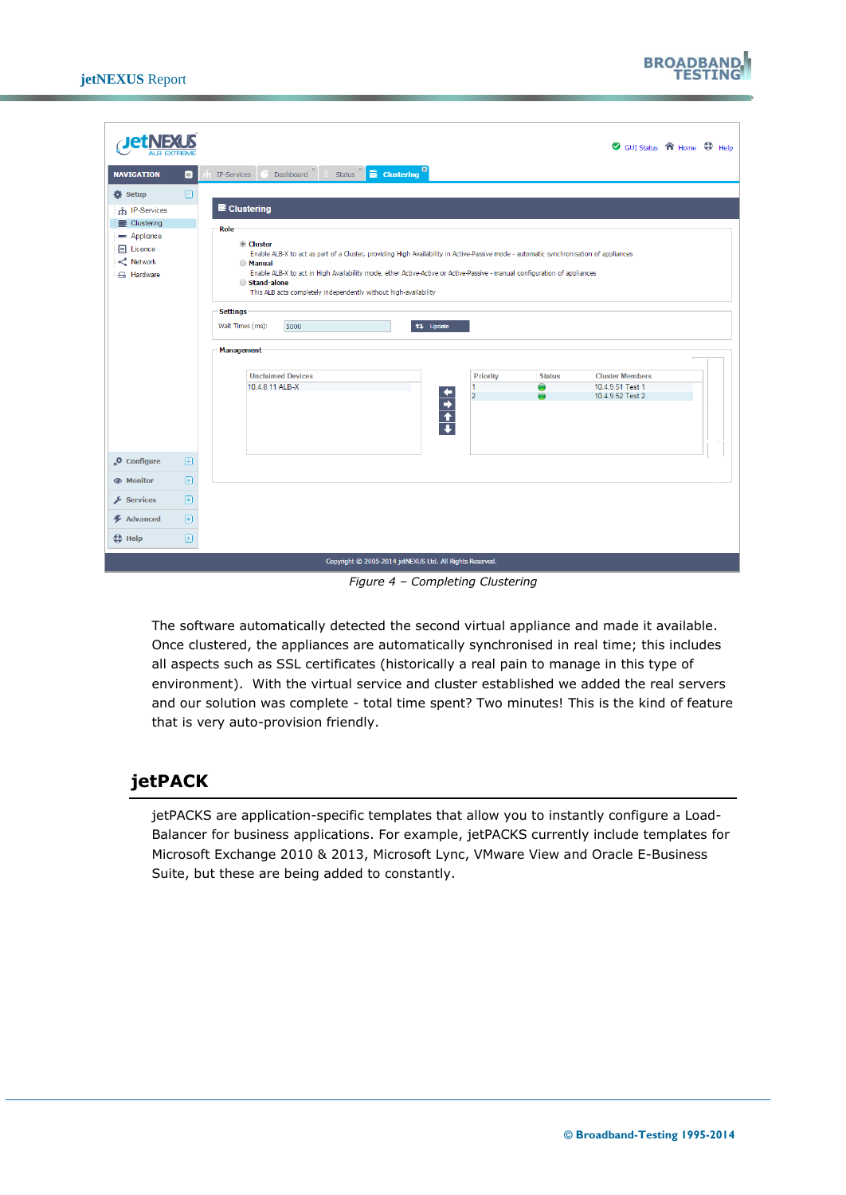Figure 4 – Completing Clustering

The software automatically detected the second virtual appliance and made it available. Once clustered, the appliances are automatically synchronised in real time; this includes all aspects such as SSL certificates (historically a real pain to manage in this type of environment). With the virtual service and cluster established we added the real servers and our solution was complete - total time spent? Two minutes! This is the kind of feature that is very auto-provision friendly.

## jetPACK

jetPACKS are application-specific templates that allow you to instantly configure a Load-Balancer for business applications. For example, jetPACKS currently include templates for Microsoft Exchange 2010 & 2013, Microsoft Lync, VMware View and Oracle E-Business Suite, but these are being added to constantly.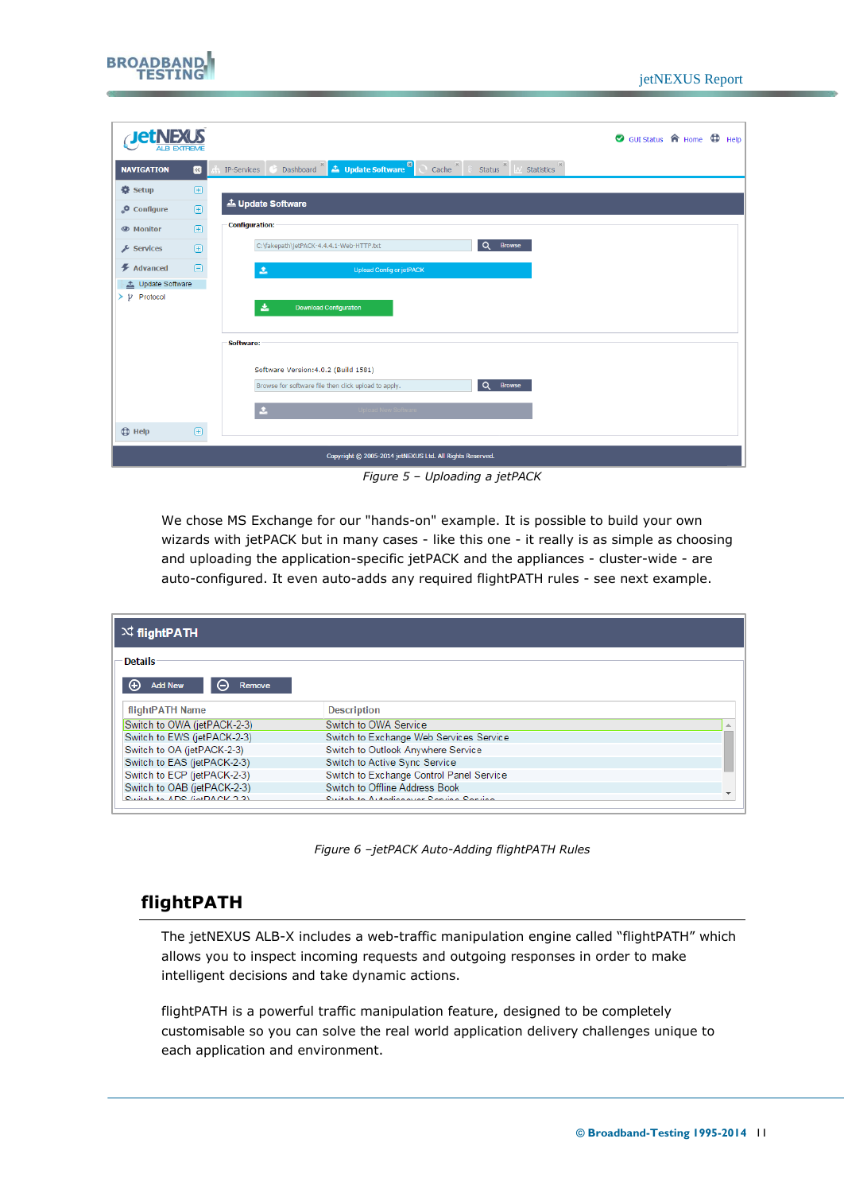*Figure 5 – Uploading a jetPACK*

We chose MS Exchange for our "hands-on" example. It is possible to build your own wizards with jetPACK but in many cases - like this one - it really is as simple as choosing and uploading the application-specific jetPACK and the appliances - cluster-wide - are auto-configured. It even auto-adds any required flightPATH rules - see next example.

*Figure 6 –jetPACK Auto-Adding flightPATH Rules*

## flightPATH

The jetNEXUS ALB-X includes a web-traffic manipulation engine called “flightPATH” which allows you to inspect incoming requests and outgoing responses in order to make intelligent decisions and take dynamic actions.

flightPATH is a powerful traffic manipulation feature, designed to be completely customisable so you can solve the real world application delivery challenges unique to each application and environment.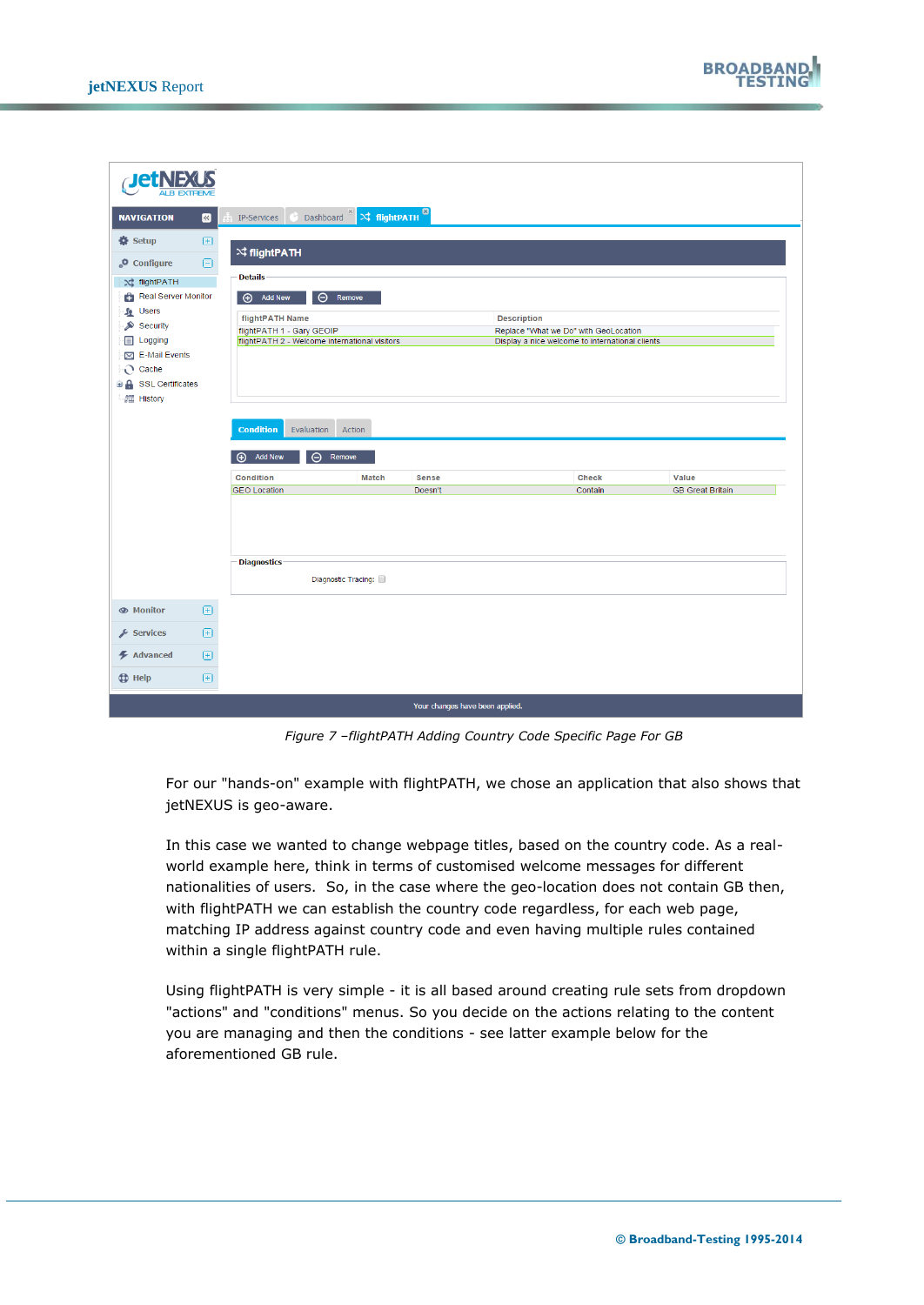*Figure 7 –flightPATH Adding Country Code Specific Page For GB*

For our "hands-on" example with flightPATH, we chose an application that also shows that jetNEXUS is geo-aware.

In this case we wanted to change webpage titles, based on the country code. As a real-world example here, think in terms of customised welcome messages for different nationalities of users. So, in the case where the geo-location does not contain GB then, with flightPATH we can establish the country code regardless, for each web page, matching IP address against country code and even having multiple rules contained within a single flightPATH rule.

Using flightPATH is very simple - it is all based around creating rule sets from dropdown "actions" and "conditions" menus. So you decide on the actions relating to the content you are managing and then the conditions - see latter example below for the aforementioned GB rule.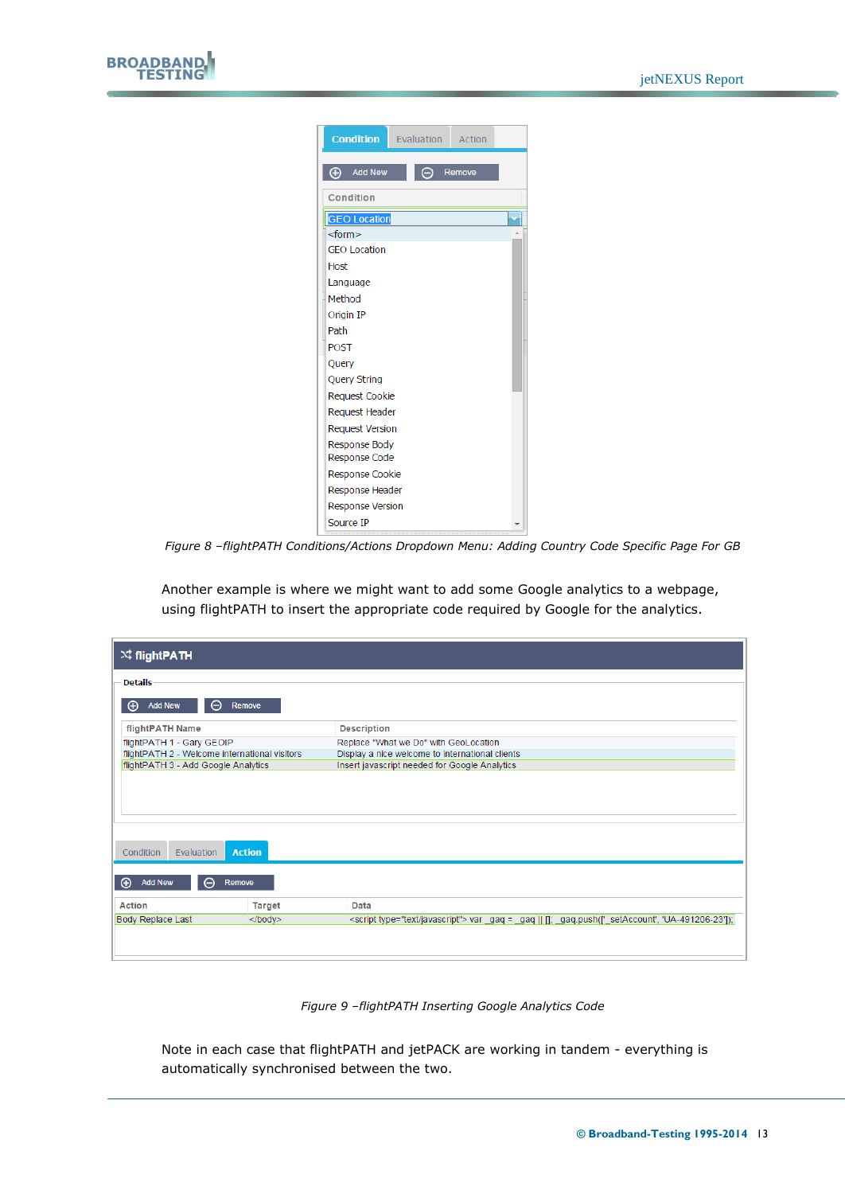*Figure 8 –flightPATH Conditions/Actions Dropdown Menu: Adding Country Code Specific Page For GB*

Another example is where we might want to add some Google analytics to a webpage, using flightPATH to insert the appropriate code required by Google for the analytics.

*Figure 9 –flightPATH Inserting Google Analytics Code*

Note in each case that flightPATH and jetPACK are working in tandem - everything is automatically synchronised between the two.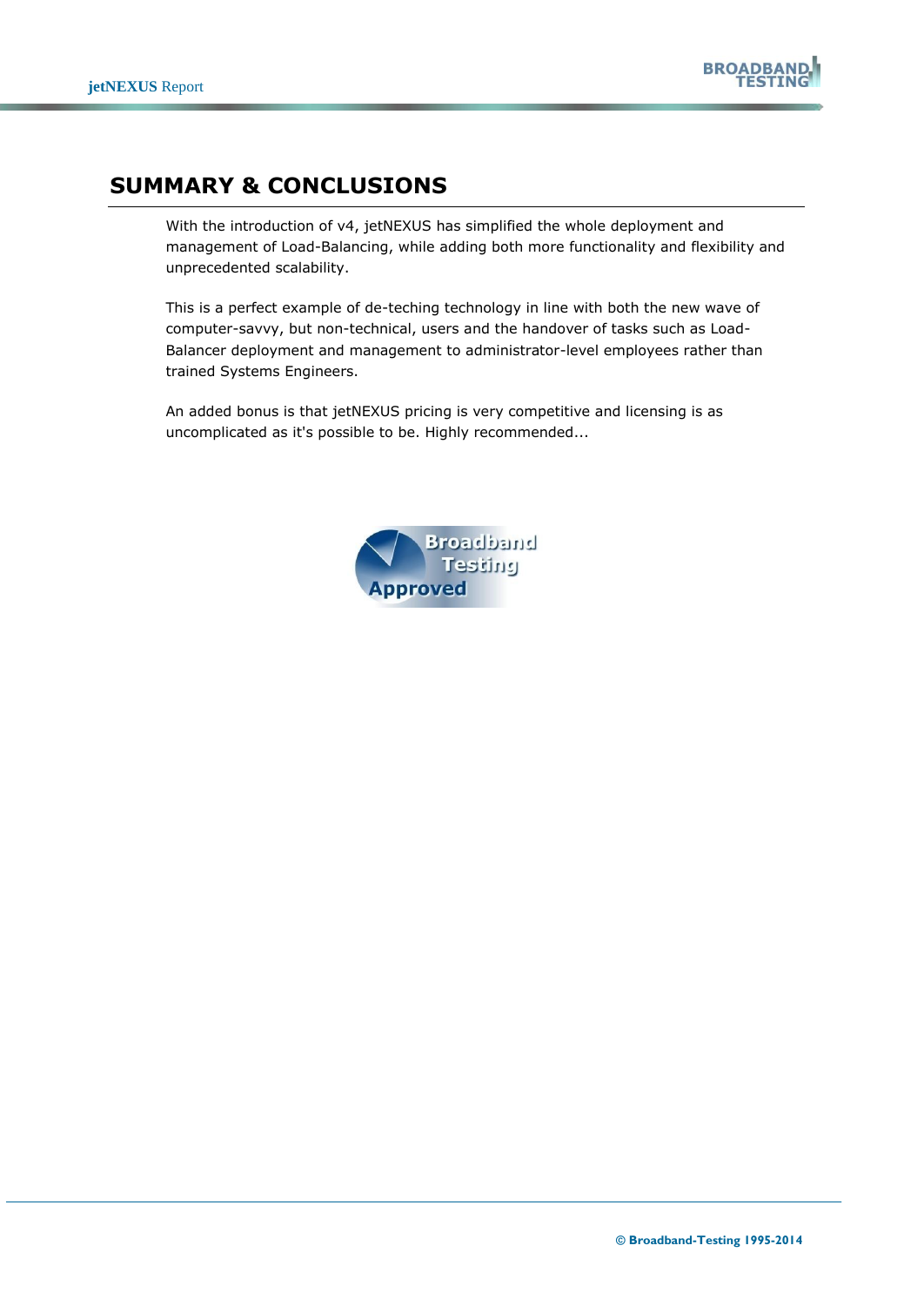# SUMMARY & CONCLUSIONS

With the introduction of v4, jetNEXUS has simplified the whole deployment and management of Load-Balancing, while adding both more functionality and flexibility and unprecedented scalability.

This is a perfect example of de-teching technology in line with both the new wave of computer-savvy, but non-technical, users and the handover of tasks such as Load-Balancer deployment and management to administrator-level employees rather than trained Systems Engineers.

An added bonus is that jetNEXUS pricing is very competitive and licensing is as uncomplicated as it's possible to be. Highly recommended...